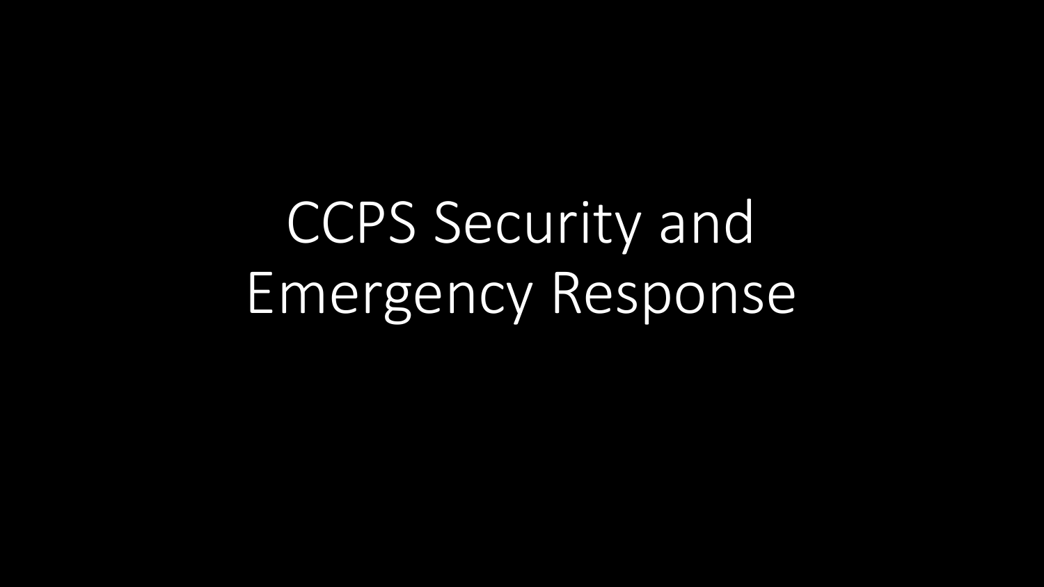# CCPS Security and Emergency Response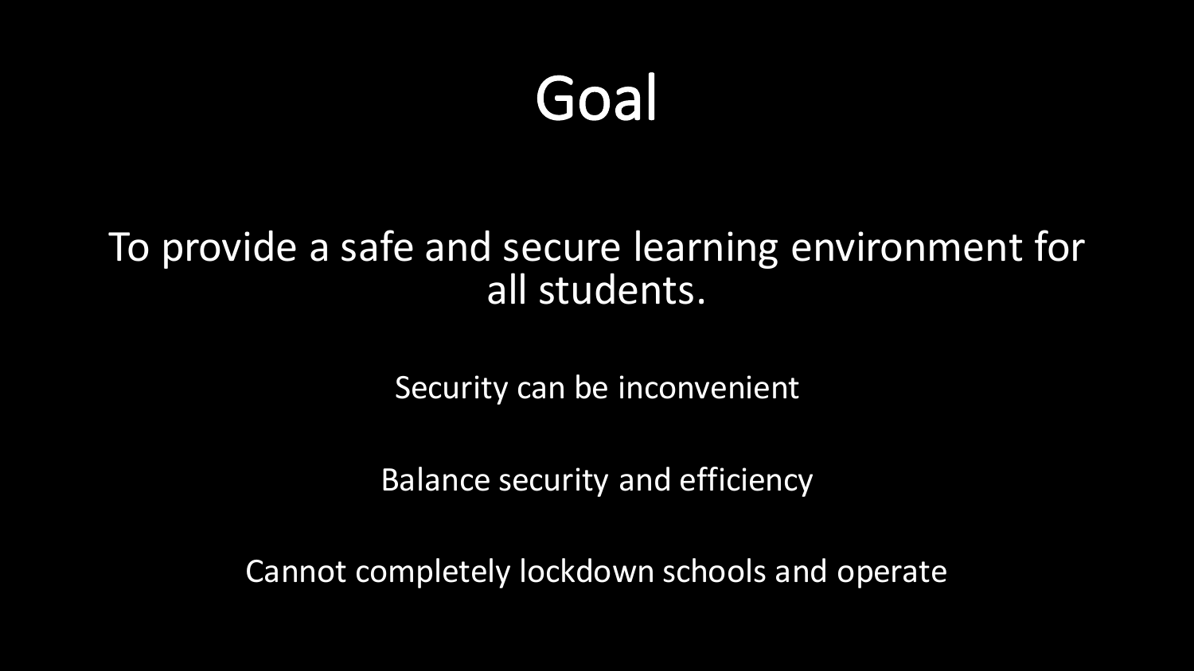# Goal

To provide a safe and secure learning environment for all students.

Security can be inconvenient

Balance security and efficiency

Cannot completely lockdown schools and operate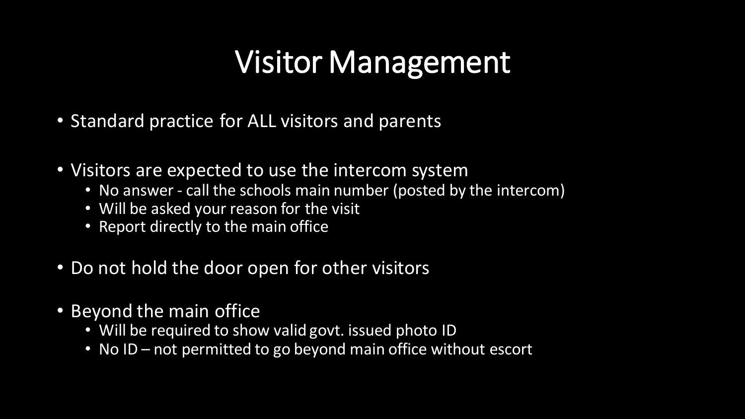# Visitor Management

- Standard practice for ALL visitors and parents
- Visitors are expected to use the intercom system
  - No answer - call the schools main number (posted by the intercom)
  - Will be asked your reason for the visit
  - Report directly to the main office
- Do not hold the door open for other visitors
- Beyond the main office
  - Will be required to show valid govt. issued photo ID
  - No ID – not permitted to go beyond main office without escort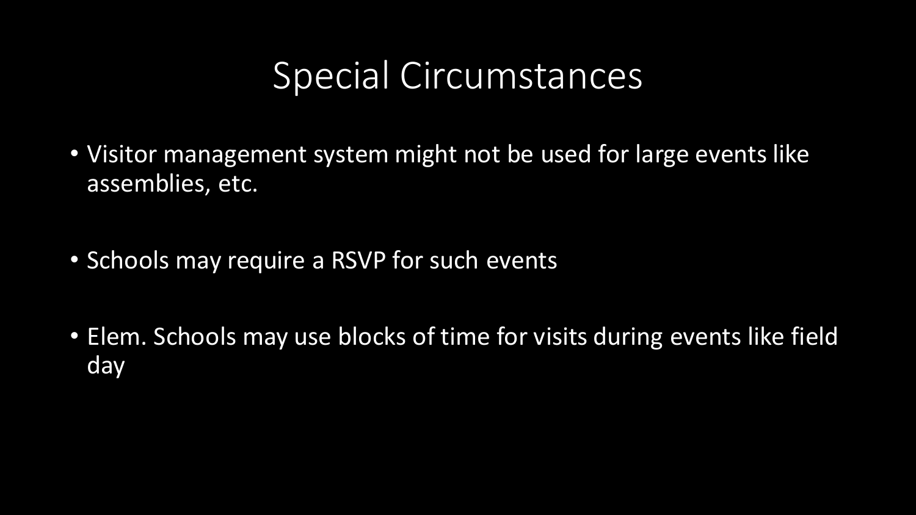# Special Circumstances

- Visitor management system might not be used for large events like assemblies, etc.
- Schools may require a RSVP for such events
- Elem. Schools may use blocks of time for visits during events like field day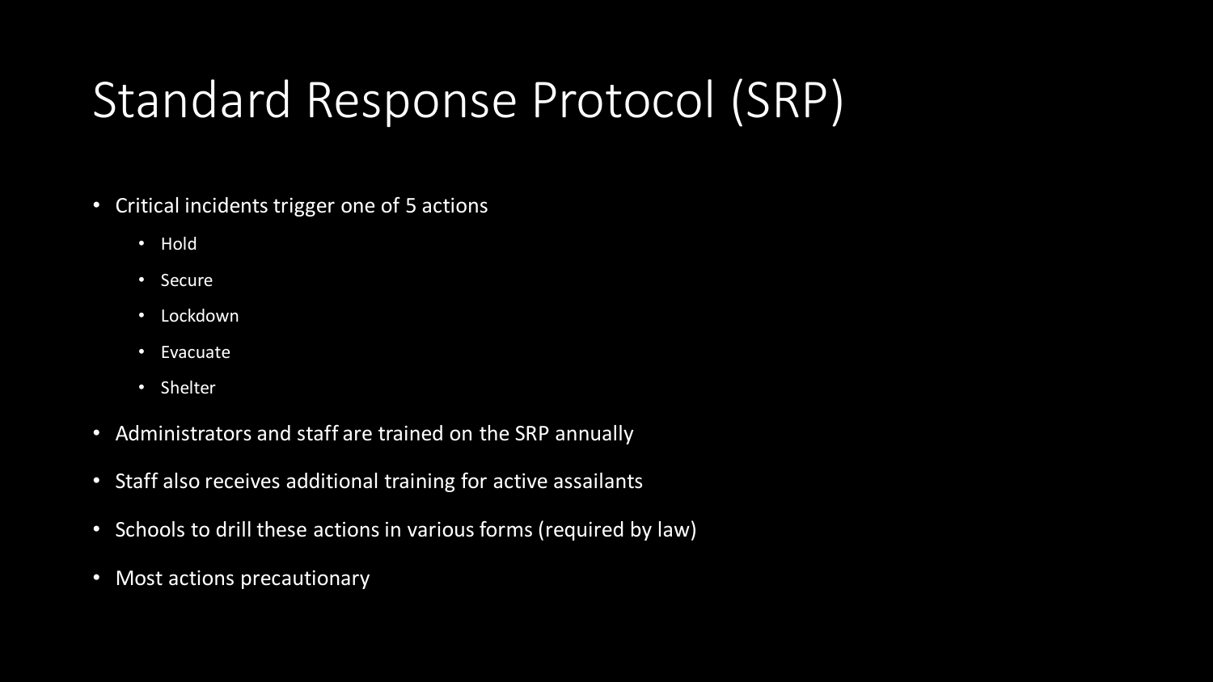# Standard Response Protocol (SRP)

- Critical incidents trigger one of 5 actions
  - Hold
  - Secure
  - Lockdown
  - Evacuate
  - Shelter
- Administrators and staff are trained on the SRP annually
- Staff also receives additional training for active assailants
- Schools to drill these actions in various forms (required by law)
- Most actions precautionary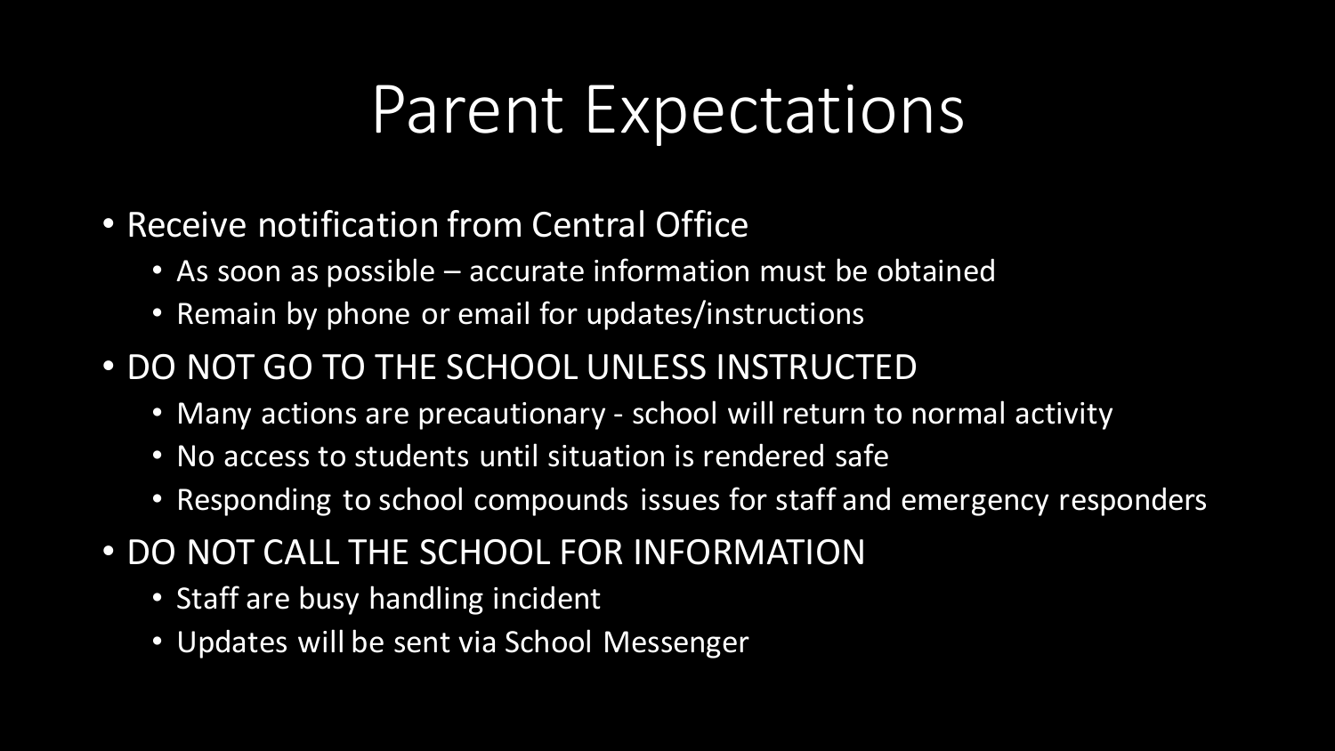# Parent Expectations

- Receive notification from Central Office
  - As soon as possible – accurate information must be obtained
  - Remain by phone or email for updates/instructions
- DO NOT GO TO THE SCHOOL UNLESS INSTRUCTED
  - Many actions are precautionary - school will return to normal activity
  - No access to students until situation is rendered safe
  - Responding to school compounds issues for staff and emergency responders
- DO NOT CALL THE SCHOOL FOR INFORMATION
  - Staff are busy handling incident
  - Updates will be sent via School Messenger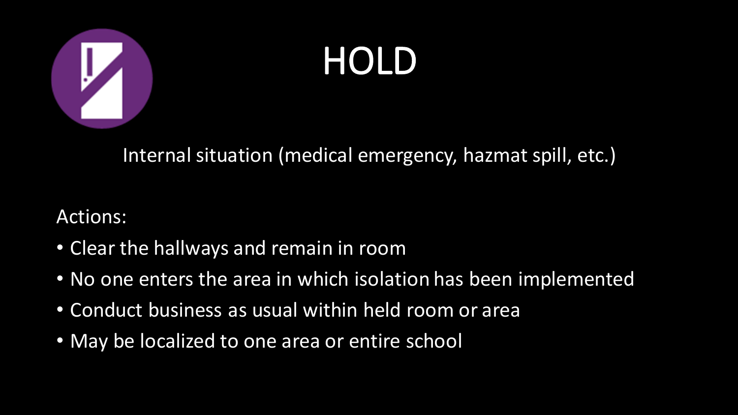# HOLD

Internal situation (medical emergency, hazmat spill, etc.)

Actions:

- Clear the hallways and remain in room
- No one enters the area in which isolation has been implemented
- Conduct business as usual within held room or area
- May be localized to one area or entire school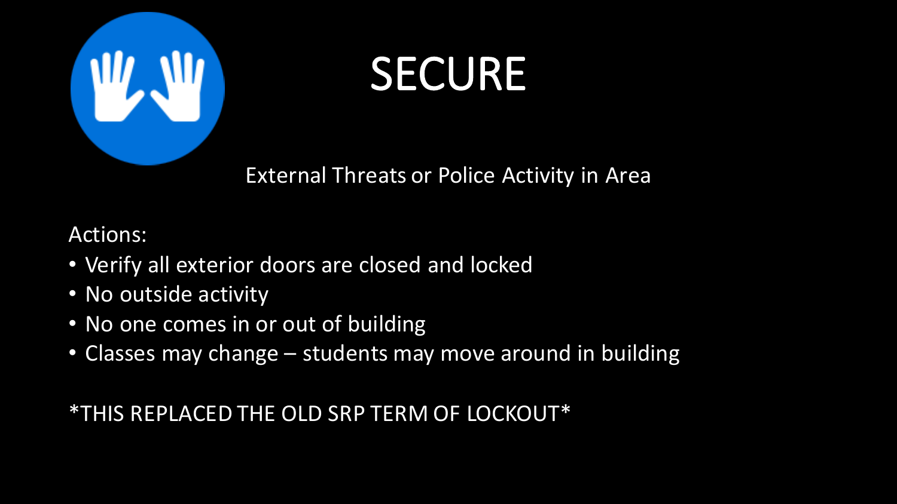# SECURE

External Threats or Police Activity in Area

Actions:

- Verify all exterior doors are closed and locked
- No outside activity
- No one comes in or out of building
- Classes may change – students may move around in building

*THIS REPLACED THE OLD SRP TERM OF LOCKOUT*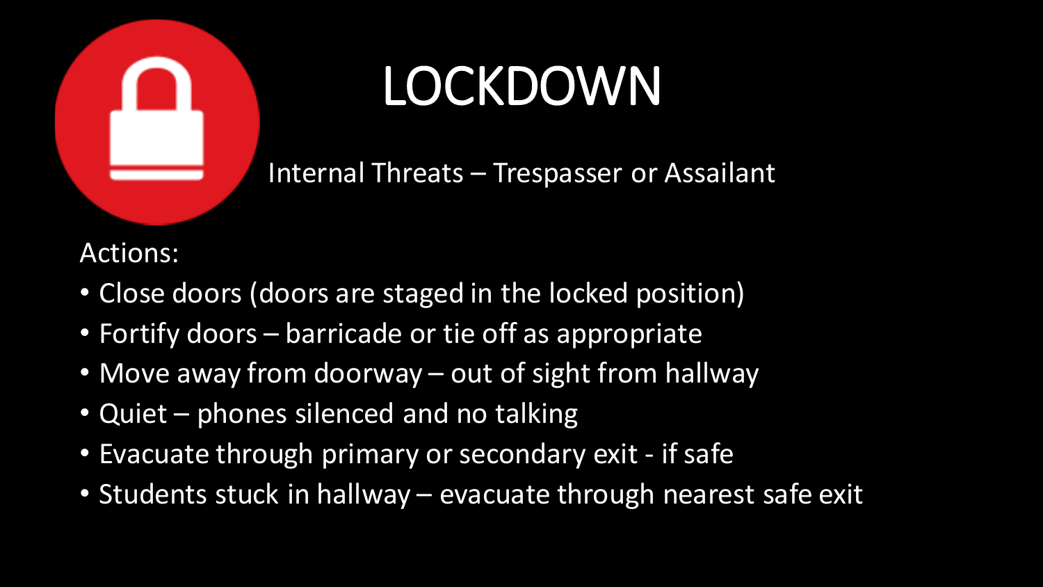# LOCKDOWN

Internal Threats – Trespasser or Assailant

Actions:

- Close doors (doors are staged in the locked position)
- Fortify doors – barricade or tie off as appropriate
- Move away from doorway – out of sight from hallway
- Quiet – phones silenced and no talking
- Evacuate through primary or secondary exit - if safe
- Students stuck in hallway – evacuate through nearest safe exit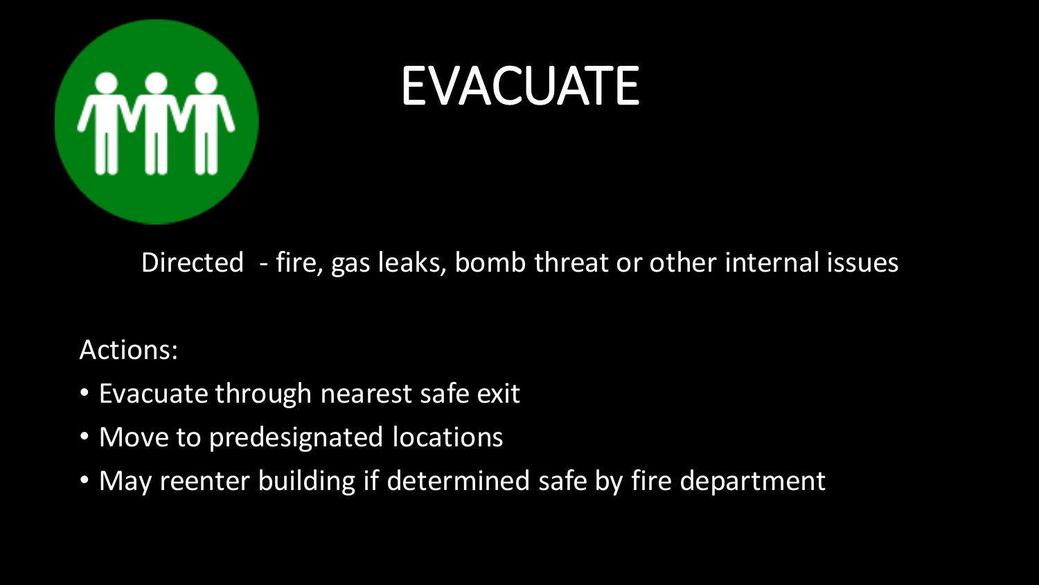# EVACUATE

Directed - fire, gas leaks, bomb threat or other internal issues

Actions:

- Evacuate through nearest safe exit
- Move to predesignated locations
- May reenter building if determined safe by fire department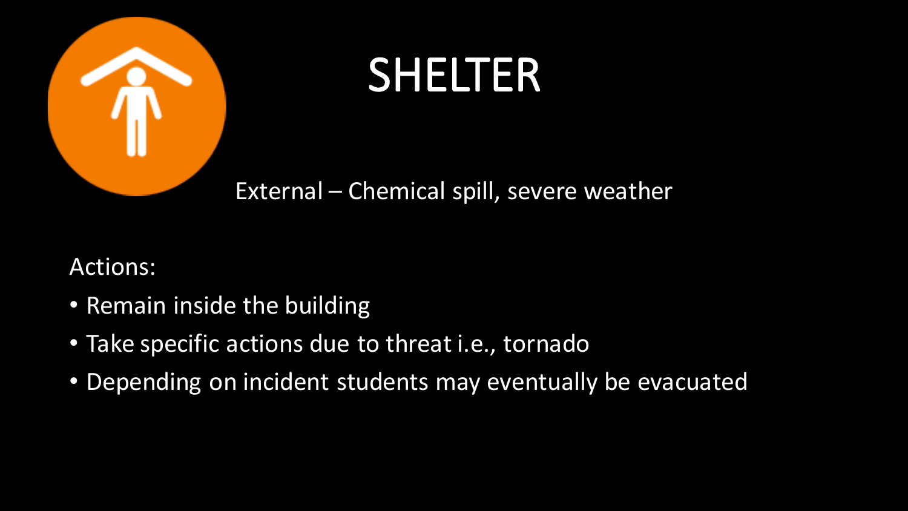# SHELTER

External – Chemical spill, severe weather

Actions:

- Remain inside the building
- Take specific actions due to threat i.e., tornado
- Depending on incident students may eventually be evacuated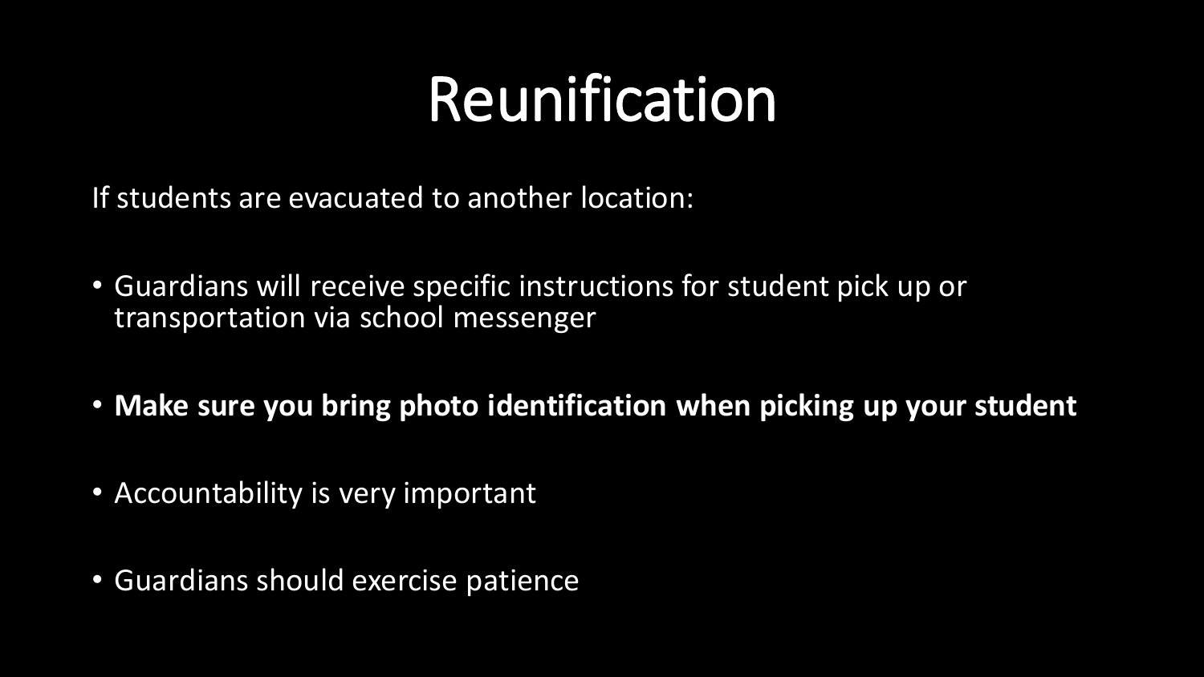# Reunification

If students are evacuated to another location:

- Guardians will receive specific instructions for student pick up or transportation via school messenger
- **Make sure you bring photo identification when picking up your student**
- Accountability is very important
- Guardians should exercise patience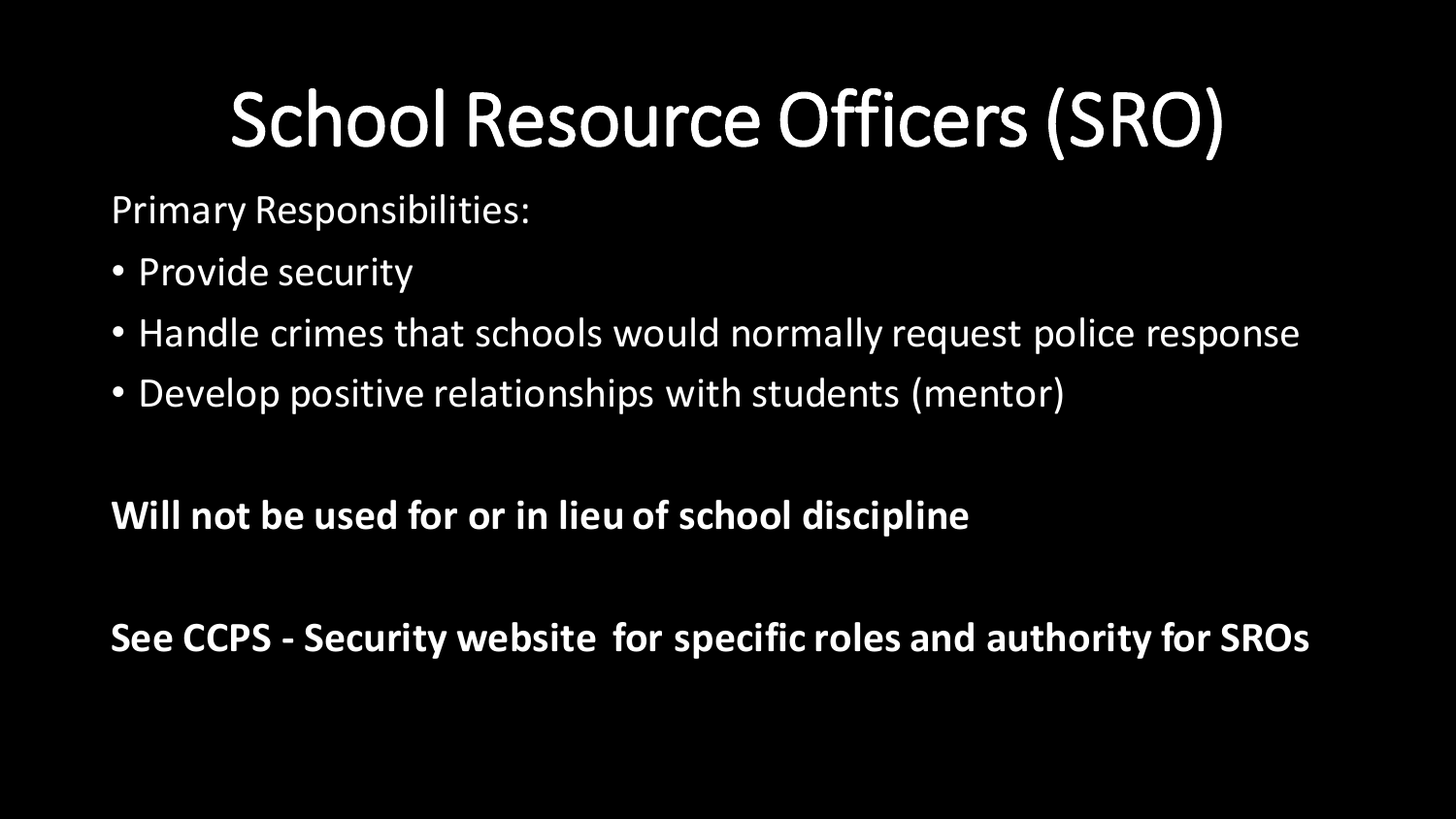# School Resource Officers (SRO)

Primary Responsibilities:

- Provide security
- Handle crimes that schools would normally request police response
- Develop positive relationships with students (mentor)

**Will not be used for or in lieu of school discipline**

**See CCPS - Security website for specific roles and authority for SROs**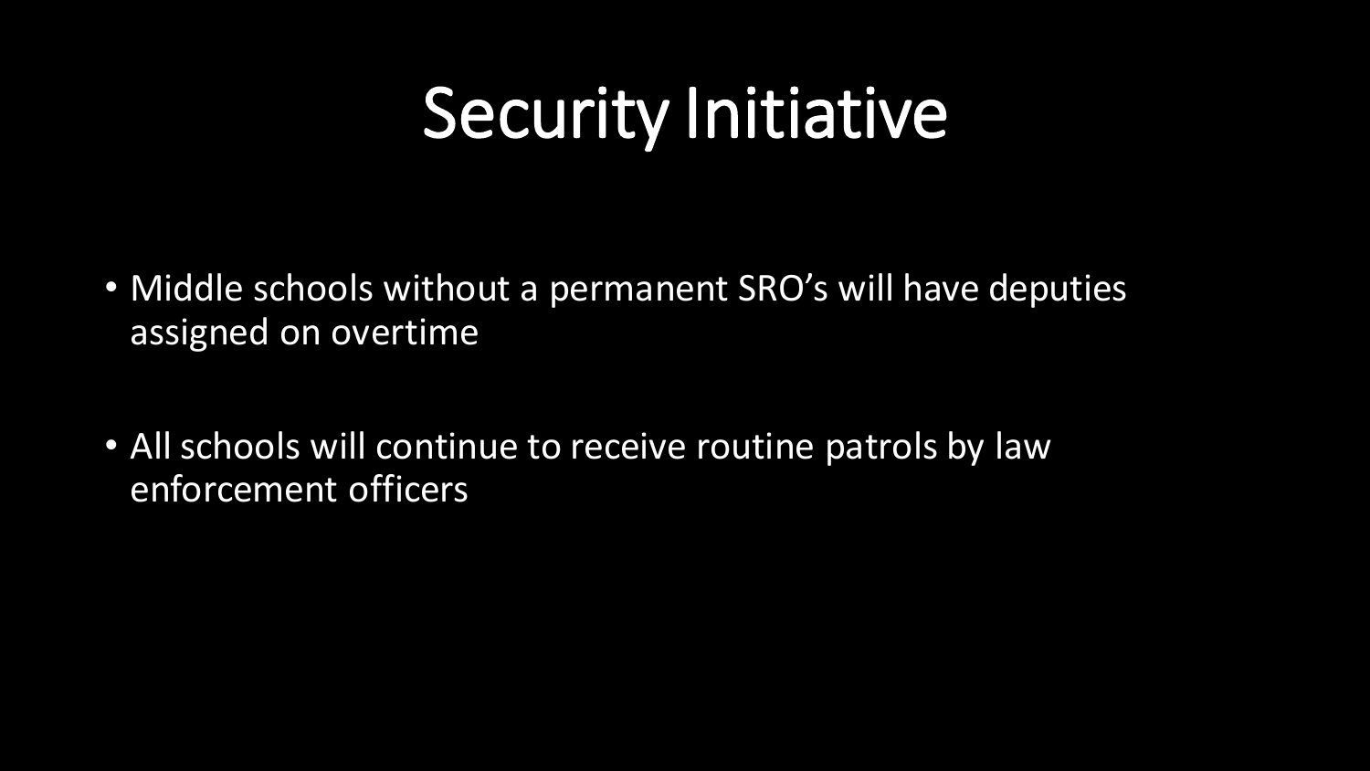# Security Initiative

- Middle schools without a permanent SRO's will have deputies assigned on overtime
- All schools will continue to receive routine patrols by law enforcement officers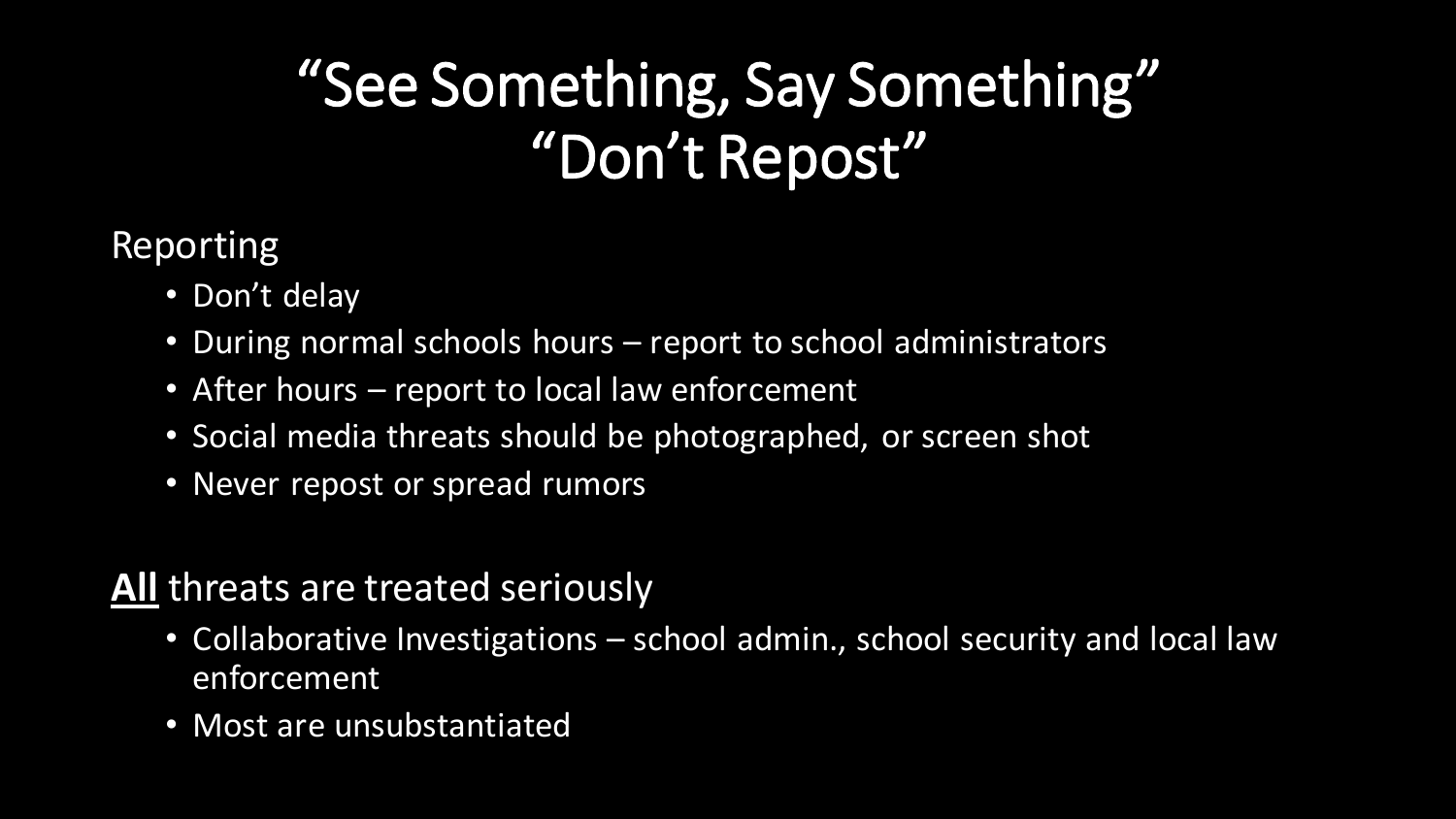# "See Something, Say Something" "Don't Repost"

Reporting

- Don't delay
- During normal schools hours – report to school administrators
- After hours – report to local law enforcement
- Social media threats should be photographed, or screen shot
- Never repost or spread rumors

**All** threats are treated seriously

- Collaborative Investigations – school admin., school security and local law enforcement
- Most are unsubstantiated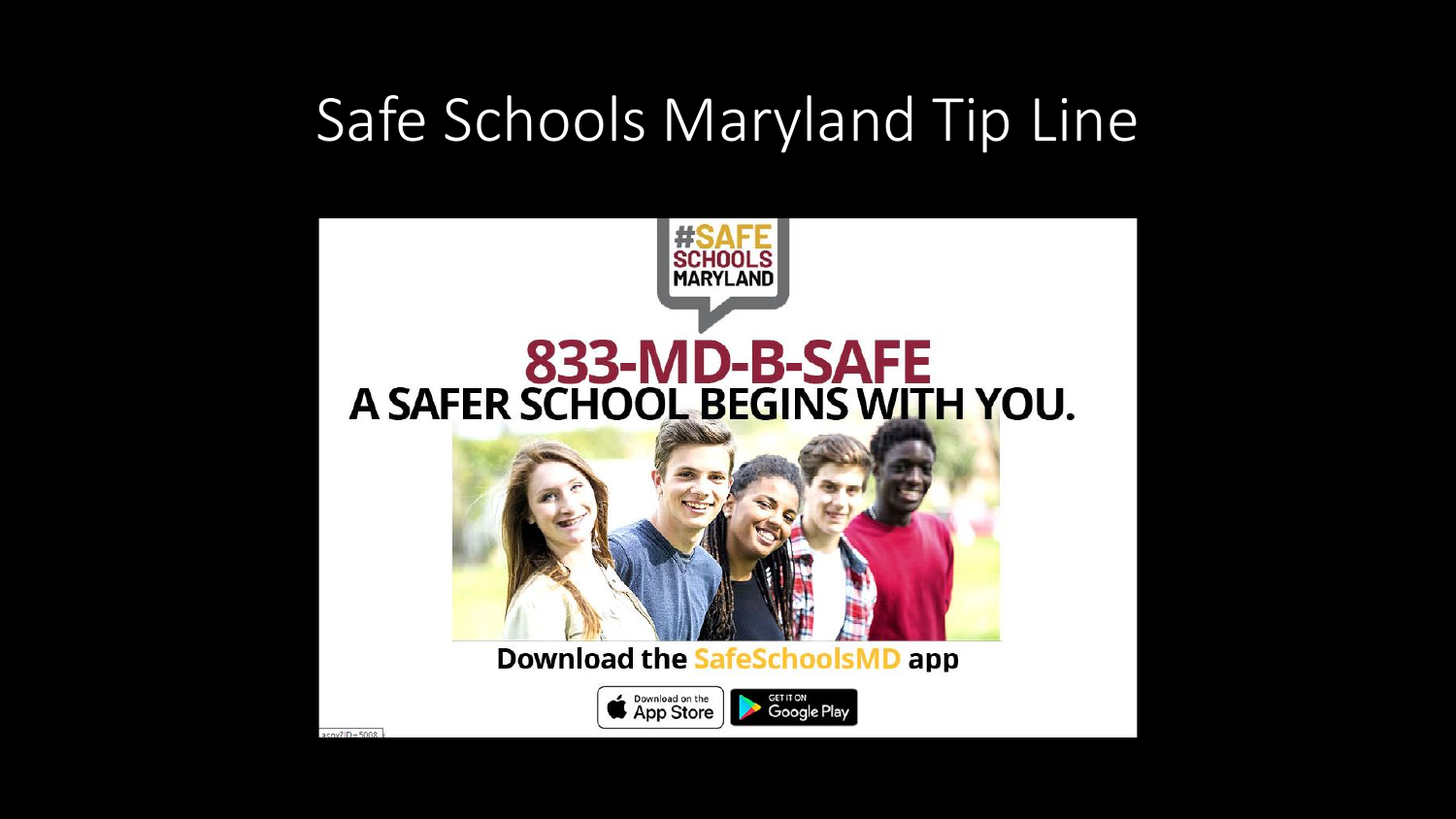# Safe Schools Maryland Tip Line

#SAFE SCHOOLS MARYLAND

**833-MD-B-SAFE**

**A SAFER SCHOOL BEGINS WITH YOU.**

**Download the SafeSchoolsMD app**

Download on the App Store

GET IT ON Google Play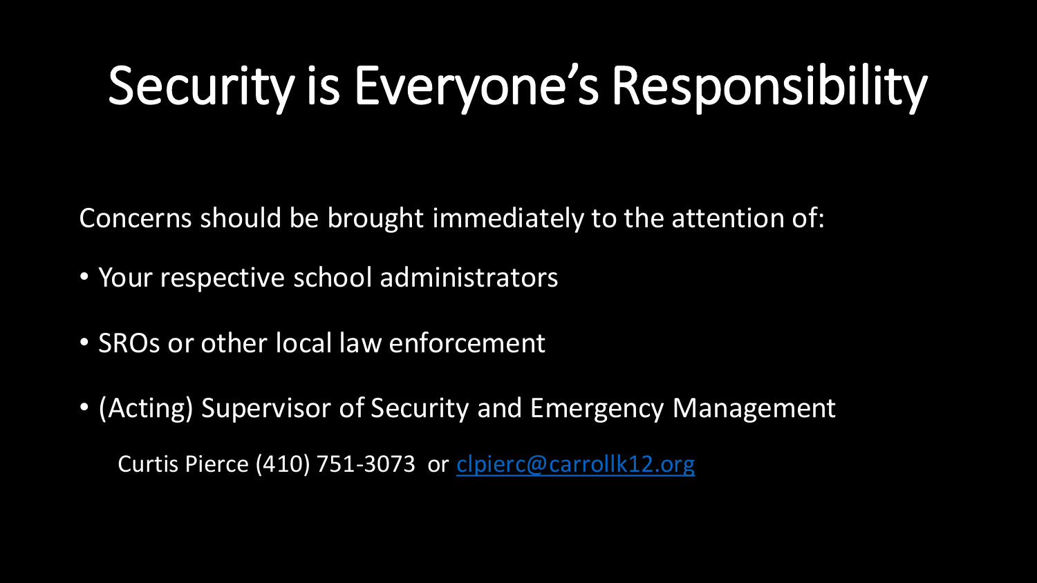# Security is Everyone's Responsibility

Concerns should be brought immediately to the attention of:

- Your respective school administrators
- SROs or other local law enforcement
- (Acting) Supervisor of Security and Emergency Management

  Curtis Pierce (410) 751-3073 or [clpierc@carrollk12.org](mailto:clpierc@carrollk12.org)